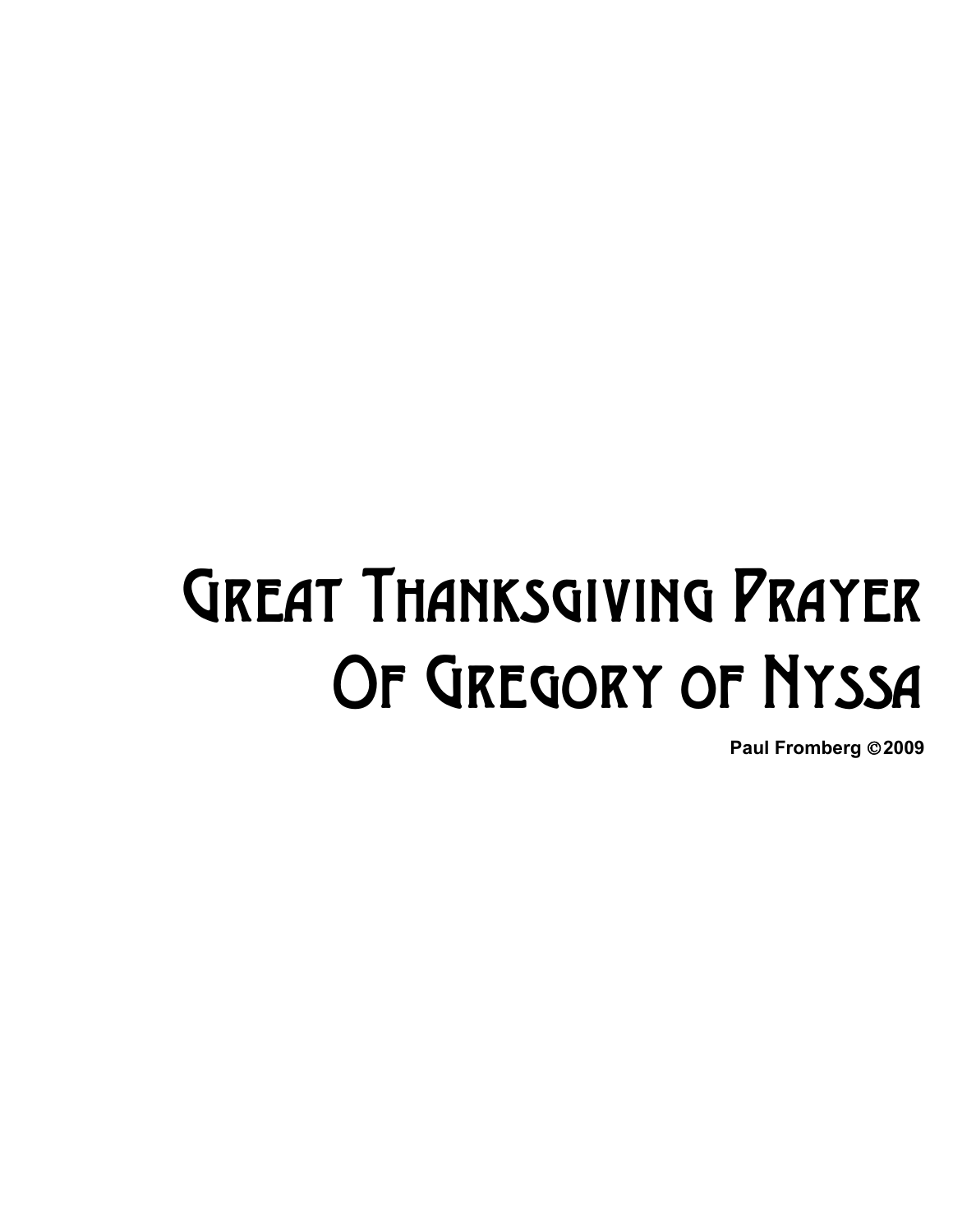# Great Thanksgiving Prayer Of Gregory of Nyssa

**Paul Fromberg © 2009**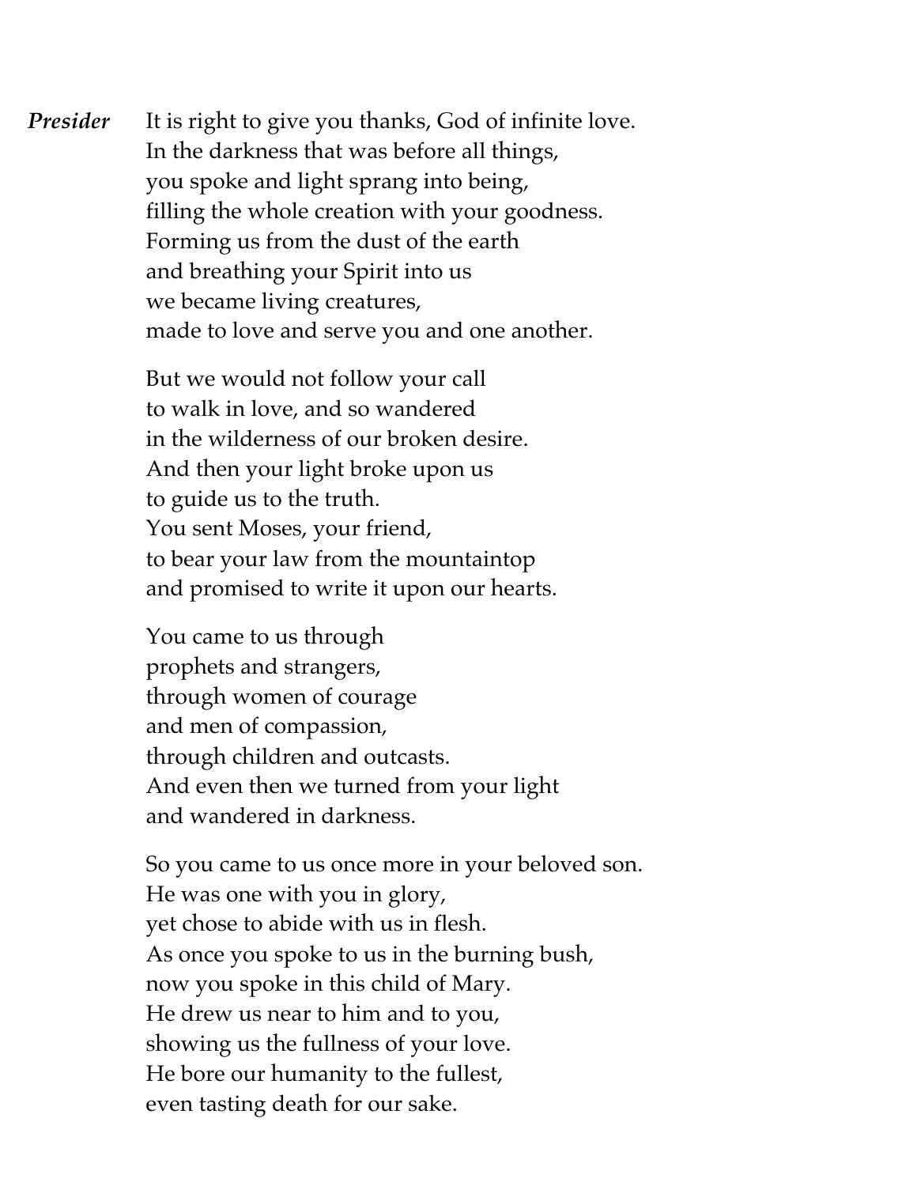***Presider*** It is right to give you thanks, God of infinite love.
In the darkness that was before all things,
you spoke and light sprang into being,
filling the whole creation with your goodness.
Forming us from the dust of the earth
and breathing your Spirit into us
we became living creatures,
made to love and serve you and one another.

But we would not follow your call
to walk in love, and so wandered
in the wilderness of our broken desire.
And then your light broke upon us
to guide us to the truth.
You sent Moses, your friend,
to bear your law from the mountaintop
and promised to write it upon our hearts.

You came to us through
prophets and strangers,
through women of courage
and men of compassion,
through children and outcasts.
And even then we turned from your light
and wandered in darkness.

So you came to us once more in your beloved son.
He was one with you in glory,
yet chose to abide with us in flesh.
As once you spoke to us in the burning bush,
now you spoke in this child of Mary.
He drew us near to him and to you,
showing us the fullness of your love.
He bore our humanity to the fullest,
even tasting death for our sake.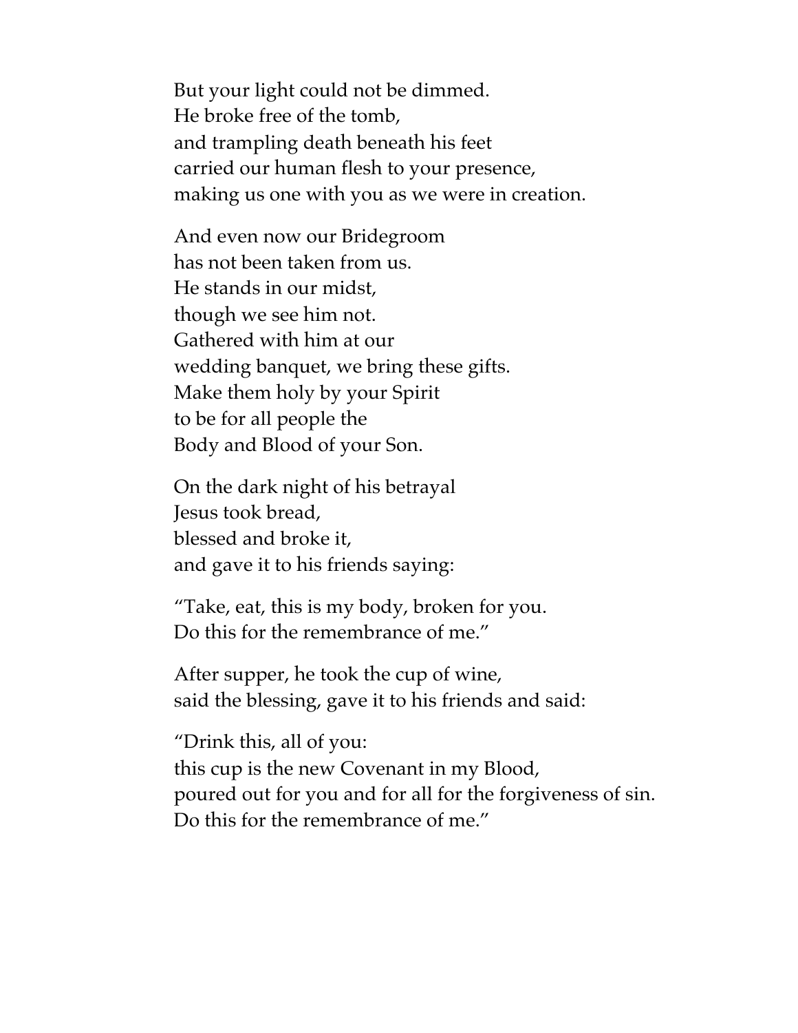But your light could not be dimmed.  
He broke free of the tomb,  
and trampling death beneath his feet  
carried our human flesh to your presence,  
making us one with you as we were in creation.

And even now our Bridegroom  
has not been taken from us.  
He stands in our midst,  
though we see him not.  
Gathered with him at our  
wedding banquet, we bring these gifts.  
Make them holy by your Spirit  
to be for all people the  
Body and Blood of your Son.

On the dark night of his betrayal  
Jesus took bread,  
blessed and broke it,  
and gave it to his friends saying:

"Take, eat, this is my body, broken for you.  
Do this for the remembrance of me."

After supper, he took the cup of wine,  
said the blessing, gave it to his friends and said:

"Drink this, all of you:  
this cup is the new Covenant in my Blood,  
poured out for you and for all for the forgiveness of sin.  
Do this for the remembrance of me."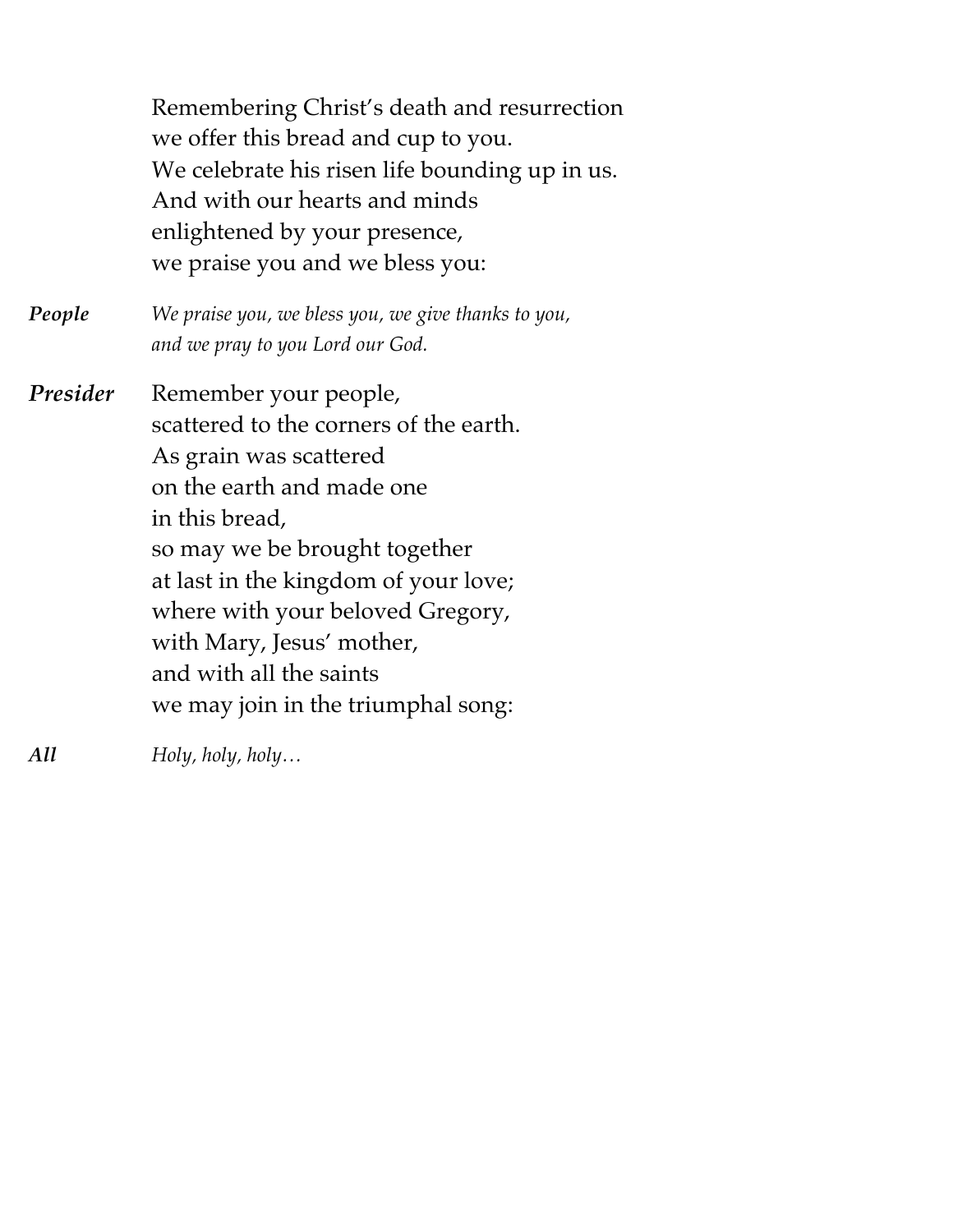Remembering Christ's death and resurrection  
we offer this bread and cup to you.  
We celebrate his risen life bounding up in us.  
And with our hearts and minds  
enlightened by your presence,  
we praise you and we bless you:

***People*** *We praise you, we bless you, we give thanks to you,*  
*and we pray to you Lord our God.*

***Presider*** Remember your people,  
scattered to the corners of the earth.  
As grain was scattered  
on the earth and made one  
in this bread,  
so may we be brought together  
at last in the kingdom of your love;  
where with your beloved Gregory,  
with Mary, Jesus' mother,  
and with all the saints  
we may join in the triumphal song:

***All*** *Holy, holy, holy…*